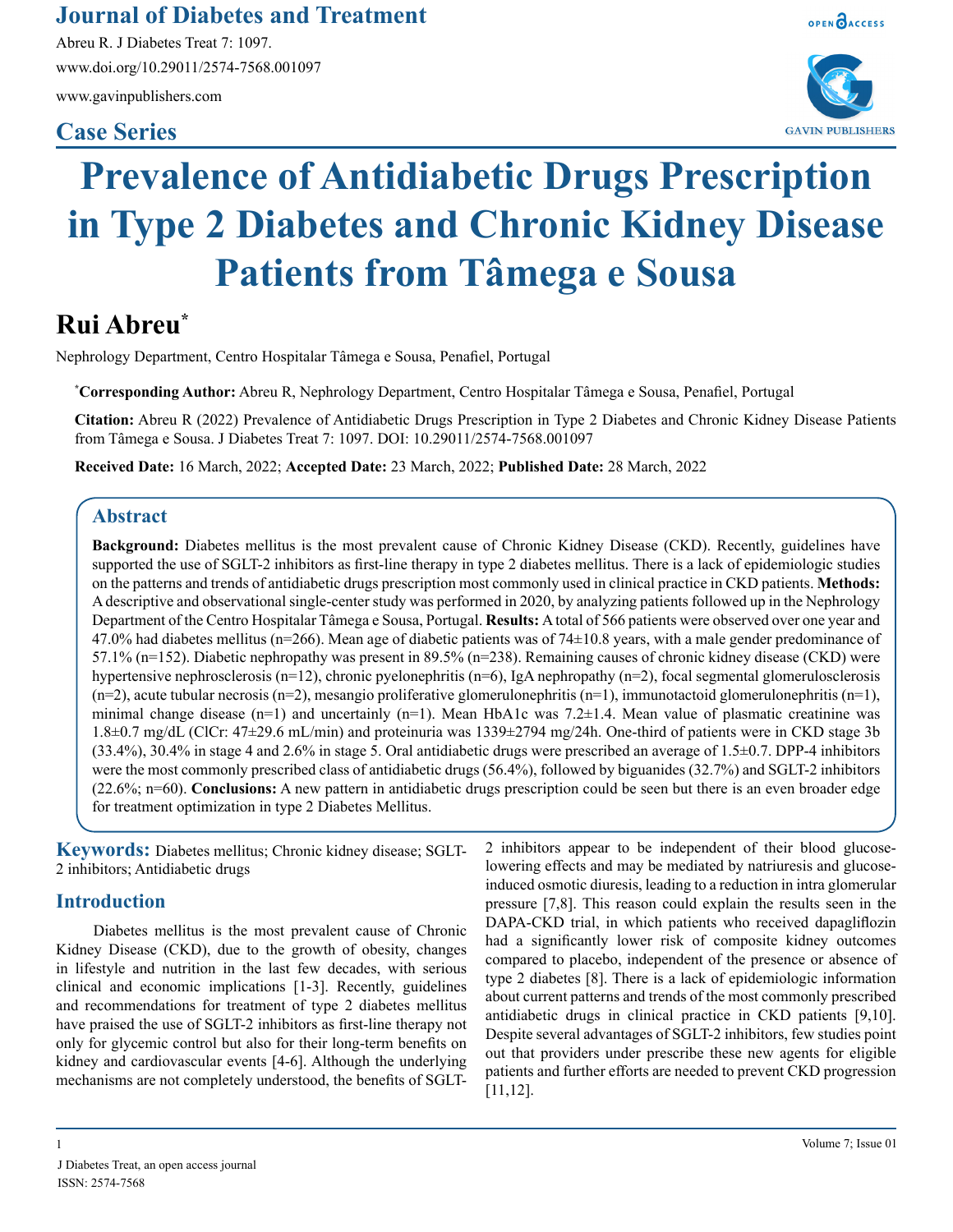Case Series

# Prevalence of Antidiabetic Drugs Prescription in Type 2 Diabetes and Chronic Kidney Disease Patients from Tâmega e Sousa

## Rui Abreu*

Nephrology Department, Centro Hospitalar Tâmega e Sousa, Penafiel, Portugal

***Corresponding Author:** Abreu R, Nephrology Department, Centro Hospitalar Tâmega e Sousa, Penafiel, Portugal

**Citation:** Abreu R (2022) Prevalence of Antidiabetic Drugs Prescription in Type 2 Diabetes and Chronic Kidney Disease Patients from Tâmega e Sousa. J Diabetes Treat 7: 1097. DOI: 10.29011/2574-7568.001097

**Received Date:** 16 March, 2022; **Accepted Date:** 23 March, 2022; **Published Date:** 28 March, 2022

## Abstract

**Background:** Diabetes mellitus is the most prevalent cause of Chronic Kidney Disease (CKD). Recently, guidelines have supported the use of SGLT-2 inhibitors as first-line therapy in type 2 diabetes mellitus. There is a lack of epidemiologic studies on the patterns and trends of antidiabetic drugs prescription most commonly used in clinical practice in CKD patients. **Methods:** A descriptive and observational single-center study was performed in 2020, by analyzing patients followed up in the Nephrology Department of the Centro Hospitalar Tâmega e Sousa, Portugal. **Results:** A total of 566 patients were observed over one year and 47.0% had diabetes mellitus (n=266). Mean age of diabetic patients was of 74±10.8 years, with a male gender predominance of 57.1% (n=152). Diabetic nephropathy was present in 89.5% (n=238). Remaining causes of chronic kidney disease (CKD) were hypertensive nephrosclerosis (n=12), chronic pyelonephritis (n=6), IgA nephropathy (n=2), focal segmental glomerulosclerosis (n=2), acute tubular necrosis (n=2), mesangio proliferative glomerulonephritis (n=1), immunotactoid glomerulonephritis (n=1), minimal change disease (n=1) and uncertainly (n=1). Mean HbA1c was 7.2±1.4. Mean value of plasmatic creatinine was 1.8±0.7 mg/dL (ClCr: 47±29.6 mL/min) and proteinuria was 1339±2794 mg/24h. One-third of patients were in CKD stage 3b (33.4%), 30.4% in stage 4 and 2.6% in stage 5. Oral antidiabetic drugs were prescribed an average of 1.5±0.7. DPP-4 inhibitors were the most commonly prescribed class of antidiabetic drugs (56.4%), followed by biguanides (32.7%) and SGLT-2 inhibitors (22.6%; n=60). **Conclusions:** A new pattern in antidiabetic drugs prescription could be seen but there is an even broader edge for treatment optimization in type 2 Diabetes Mellitus.

**Keywords:** Diabetes mellitus; Chronic kidney disease; SGLT-2 inhibitors; Antidiabetic drugs

## Introduction

Diabetes mellitus is the most prevalent cause of Chronic Kidney Disease (CKD), due to the growth of obesity, changes in lifestyle and nutrition in the last few decades, with serious clinical and economic implications [1-3]. Recently, guidelines and recommendations for treatment of type 2 diabetes mellitus have praised the use of SGLT-2 inhibitors as first-line therapy not only for glycemic control but also for their long-term benefits on kidney and cardiovascular events [4-6]. Although the underlying mechanisms are not completely understood, the benefits of SGLT-2 inhibitors appear to be independent of their blood glucose-lowering effects and may be mediated by natriuresis and glucose-induced osmotic diuresis, leading to a reduction in intra glomerular pressure [7,8]. This reason could explain the results seen in the DAPA-CKD trial, in which patients who received dapagliflozin had a significantly lower risk of composite kidney outcomes compared to placebo, independent of the presence or absence of type 2 diabetes [8]. There is a lack of epidemiologic information about current patterns and trends of the most commonly prescribed antidiabetic drugs in clinical practice in CKD patients [9,10]. Despite several advantages of SGLT-2 inhibitors, few studies point out that providers under prescribe these new agents for eligible patients and further efforts are needed to prevent CKD progression [11,12].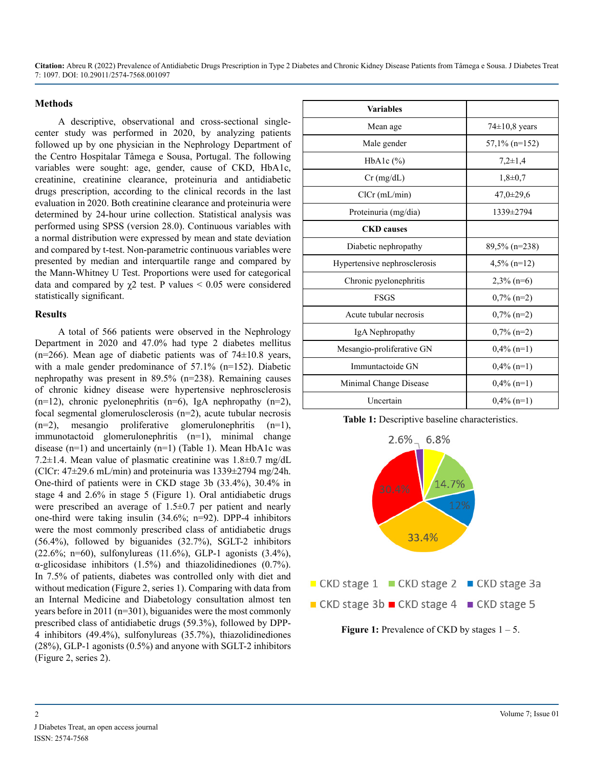## Methods

A descriptive, observational and cross-sectional single-center study was performed in 2020, by analyzing patients followed up by one physician in the Nephrology Department of the Centro Hospitalar Tâmega e Sousa, Portugal. The following variables were sought: age, gender, cause of CKD, HbA1c, creatinine, creatinine clearance, proteinuria and antidiabetic drugs prescription, according to the clinical records in the last evaluation in 2020. Both creatinine clearance and proteinuria were determined by 24-hour urine collection. Statistical analysis was performed using SPSS (version 28.0). Continuous variables with a normal distribution were expressed by mean and state deviation and compared by t-test. Non-parametric continuous variables were presented by median and interquartile range and compared by the Mann-Whitney U Test. Proportions were used for categorical data and compared by $\chi 2$ test. P values < 0.05 were considered statistically significant.

## Results

A total of 566 patients were observed in the Nephrology Department in 2020 and 47.0% had type 2 diabetes mellitus (n=266). Mean age of diabetic patients was of 74±10.8 years, with a male gender predominance of 57.1% (n=152). Diabetic nephropathy was present in 89.5% (n=238). Remaining causes of chronic kidney disease were hypertensive nephrosclerosis (n=12), chronic pyelonephritis (n=6), IgA nephropathy (n=2), focal segmental glomerulosclerosis (n=2), acute tubular necrosis (n=2), mesangio proliferative glomerulonephritis (n=1), immunotactoid glomerulonephritis (n=1), minimal change disease (n=1) and uncertainly (n=1) (Table 1). Mean HbA1c was 7.2±1.4. Mean value of plasmatic creatinine was 1.8±0.7 mg/dL (ClCr: 47±29.6 mL/min) and proteinuria was 1339±2794 mg/24h. One-third of patients were in CKD stage 3b (33.4%), 30.4% in stage 4 and 2.6% in stage 5 (Figure 1). Oral antidiabetic drugs were prescribed an average of 1.5±0.7 per patient and nearly one-third were taking insulin (34.6%; n=92). DPP-4 inhibitors were the most commonly prescribed class of antidiabetic drugs (56.4%), followed by biguanides (32.7%), SGLT-2 inhibitors (22.6%; n=60), sulfonylureas (11.6%), GLP-1 agonists (3.4%), α-glicosidase inhibitors (1.5%) and thiazolidinediones (0.7%). In 7.5% of patients, diabetes was controlled only with diet and without medication (Figure 2, series 1). Comparing with data from an Internal Medicine and Diabetology consultation almost ten years before in 2011 (n=301), biguanides were the most commonly prescribed class of antidiabetic drugs (59.3%), followed by DPP-4 inhibitors (49.4%), sulfonylureas (35.7%), thiazolidinediones (28%), GLP-1 agonists (0.5%) and anyone with SGLT-2 inhibitors (Figure 2, series 2).

| **Variables** | |
|---|---|
| Mean age | 74±10,8 years |
| Male gender | 57,1% (n=152) |
| HbA1c (%) | 7,2±1,4 |
| Cr (mg/dL) | 1,8±0,7 |
| ClCr (mL/min) | 47,0±29,6 |
| Proteinuria (mg/dia) | 1339±2794 |
| **CKD causes** | |
| Diabetic nephropathy | 89,5% (n=238) |
| Hypertensive nephrosclerosis | 4,5% (n=12) |
| Chronic pyelonephritis | 2,3% (n=6) |
| FSGS | 0,7% (n=2) |
| Acute tubular necrosis | 0,7% (n=2) |
| IgA Nephropathy | 0,7% (n=2) |
| Mesangio-proliferative GN | 0,4% (n=1) |
| Immuntactoide GN | 0,4% (n=1) |
| Minimal Change Disease | 0,4% (n=1) |
| Uncertain | 0,4% (n=1) |

**Table 1:** Descriptive baseline characteristics.

**Figure 1:** Prevalence of CKD by stages 1 – 5.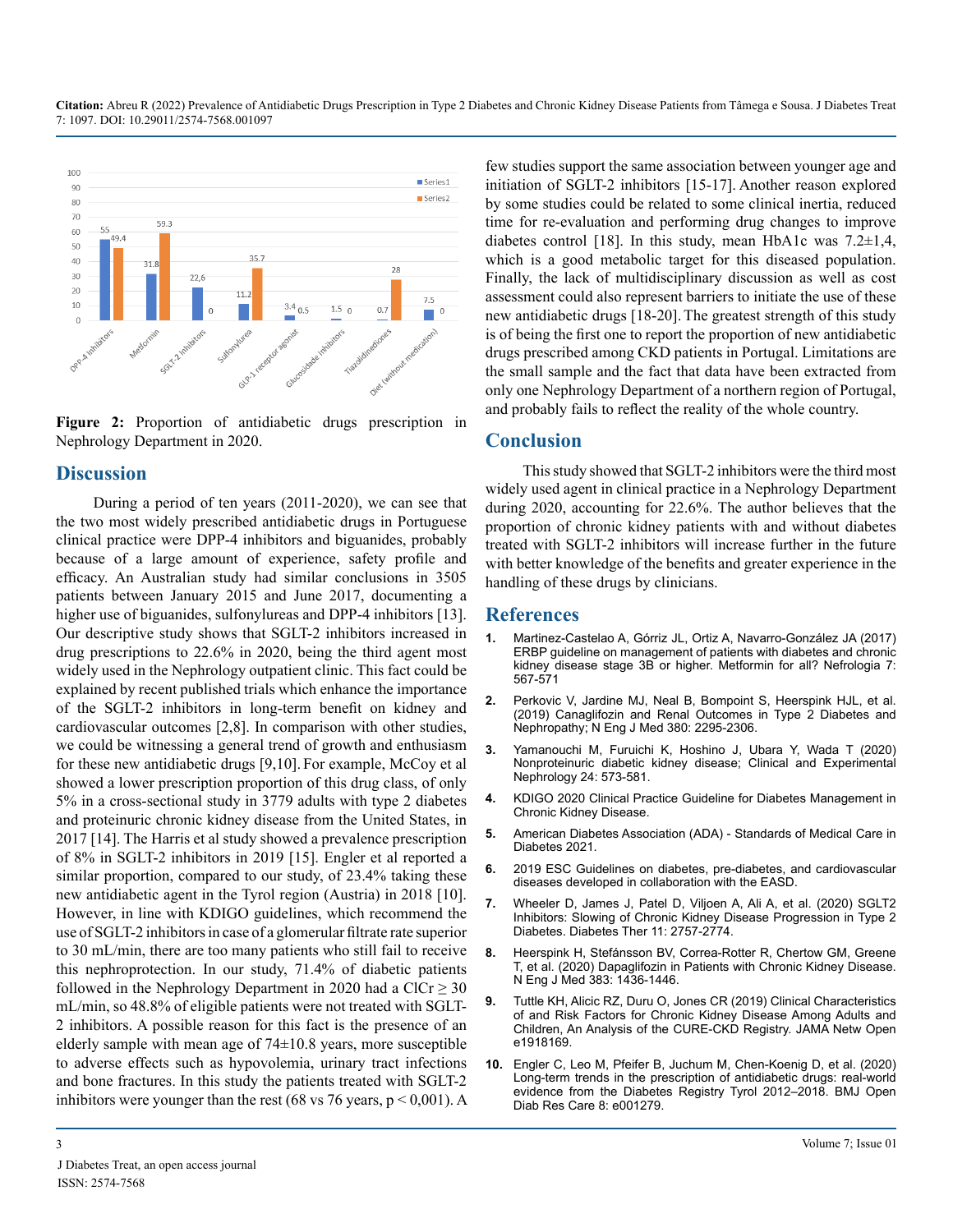**Figure 2:** Proportion of antidiabetic drugs prescription in Nephrology Department in 2020.

## Discussion

During a period of ten years (2011-2020), we can see that the two most widely prescribed antidiabetic drugs in Portuguese clinical practice were DPP-4 inhibitors and biguanides, probably because of a large amount of experience, safety profile and efficacy. An Australian study had similar conclusions in 3505 patients between January 2015 and June 2017, documenting a higher use of biguanides, sulfonylureas and DPP-4 inhibitors [13]. Our descriptive study shows that SGLT-2 inhibitors increased in drug prescriptions to 22.6% in 2020, being the third agent most widely used in the Nephrology outpatient clinic. This fact could be explained by recent published trials which enhance the importance of the SGLT-2 inhibitors in long-term benefit on kidney and cardiovascular outcomes [2,8]. In comparison with other studies, we could be witnessing a general trend of growth and enthusiasm for these new antidiabetic drugs [9,10]. For example, McCoy et al showed a lower prescription proportion of this drug class, of only 5% in a cross-sectional study in 3779 adults with type 2 diabetes and proteinuric chronic kidney disease from the United States, in 2017 [14]. The Harris et al study showed a prevalence prescription of 8% in SGLT-2 inhibitors in 2019 [15]. Engler et al reported a similar proportion, compared to our study, of 23.4% taking these new antidiabetic agent in the Tyrol region (Austria) in 2018 [10]. However, in line with KDIGO guidelines, which recommend the use of SGLT-2 inhibitors in case of a glomerular filtrate rate superior to 30 mL/min, there are too many patients who still fail to receive this nephroprotection. In our study, 71.4% of diabetic patients followed in the Nephrology Department in 2020 had a ClCr $\geq$ 30 mL/min, so 48.8% of eligible patients were not treated with SGLT-2 inhibitors. A possible reason for this fact is the presence of an elderly sample with mean age of 74±10.8 years, more susceptible to adverse effects such as hypovolemia, urinary tract infections and bone fractures. In this study the patients treated with SGLT-2 inhibitors were younger than the rest (68 vs 76 years, $p < 0,001$). A few studies support the same association between younger age and initiation of SGLT-2 inhibitors [15-17]. Another reason explored by some studies could be related to some clinical inertia, reduced time for re-evaluation and performing drug changes to improve diabetes control [18]. In this study, mean HbA1c was 7.2±1,4, which is a good metabolic target for this diseased population. Finally, the lack of multidisciplinary discussion as well as cost assessment could also represent barriers to initiate the use of these new antidiabetic drugs [18-20]. The greatest strength of this study is of being the first one to report the proportion of new antidiabetic drugs prescribed among CKD patients in Portugal. Limitations are the small sample and the fact that data have been extracted from only one Nephrology Department of a northern region of Portugal, and probably fails to reflect the reality of the whole country.

## Conclusion

This study showed that SGLT-2 inhibitors were the third most widely used agent in clinical practice in a Nephrology Department during 2020, accounting for 22.6%. The author believes that the proportion of chronic kidney patients with and without diabetes treated with SGLT-2 inhibitors will increase further in the future with better knowledge of the benefits and greater experience in the handling of these drugs by clinicians.

## References

1. Martinez-Castelao A, Górriz JL, Ortiz A, Navarro-González JA (2017) ERBP guideline on management of patients with diabetes and chronic kidney disease stage 3B or higher. Metformin for all? Nefrologia 7: 567-571
2. Perkovic V, Jardine MJ, Neal B, Bompoint S, Heerspink HJL, et al. (2019) Canagliflozin and Renal Outcomes in Type 2 Diabetes and Nephropathy; N Eng J Med 380: 2295-2306.
3. Yamanouchi M, Furuichi K, Hoshino J, Ubara Y, Wada T (2020) Nonproteinuric diabetic kidney disease; Clinical and Experimental Nephrology 24: 573-581.
4. KDIGO 2020 Clinical Practice Guideline for Diabetes Management in Chronic Kidney Disease.
5. American Diabetes Association (ADA) - Standards of Medical Care in Diabetes 2021.
6. 2019 ESC Guidelines on diabetes, pre-diabetes, and cardiovascular diseases developed in collaboration with the EASD.
7. Wheeler D, James J, Patel D, Viljoen A, Ali A, et al. (2020) SGLT2 Inhibitors: Slowing of Chronic Kidney Disease Progression in Type 2 Diabetes. Diabetes Ther 11: 2757-2774.
8. Heerspink H, Stefánsson BV, Correa-Rotter R, Chertow GM, Greene T, et al. (2020) Dapagliflozin in Patients with Chronic Kidney Disease. N Eng J Med 383: 1436-1446.
9. Tuttle KH, Alicic RZ, Duru O, Jones CR (2019) Clinical Characteristics of and Risk Factors for Chronic Kidney Disease Among Adults and Children, An Analysis of the CURE-CKD Registry. JAMA Netw Open e1918169.
10. Engler C, Leo M, Pfeifer B, Juchum M, Chen-Koenig D, et al. (2020) Long-term trends in the prescription of antidiabetic drugs: real-world evidence from the Diabetes Registry Tyrol 2012–2018. BMJ Open Diab Res Care 8: e001279.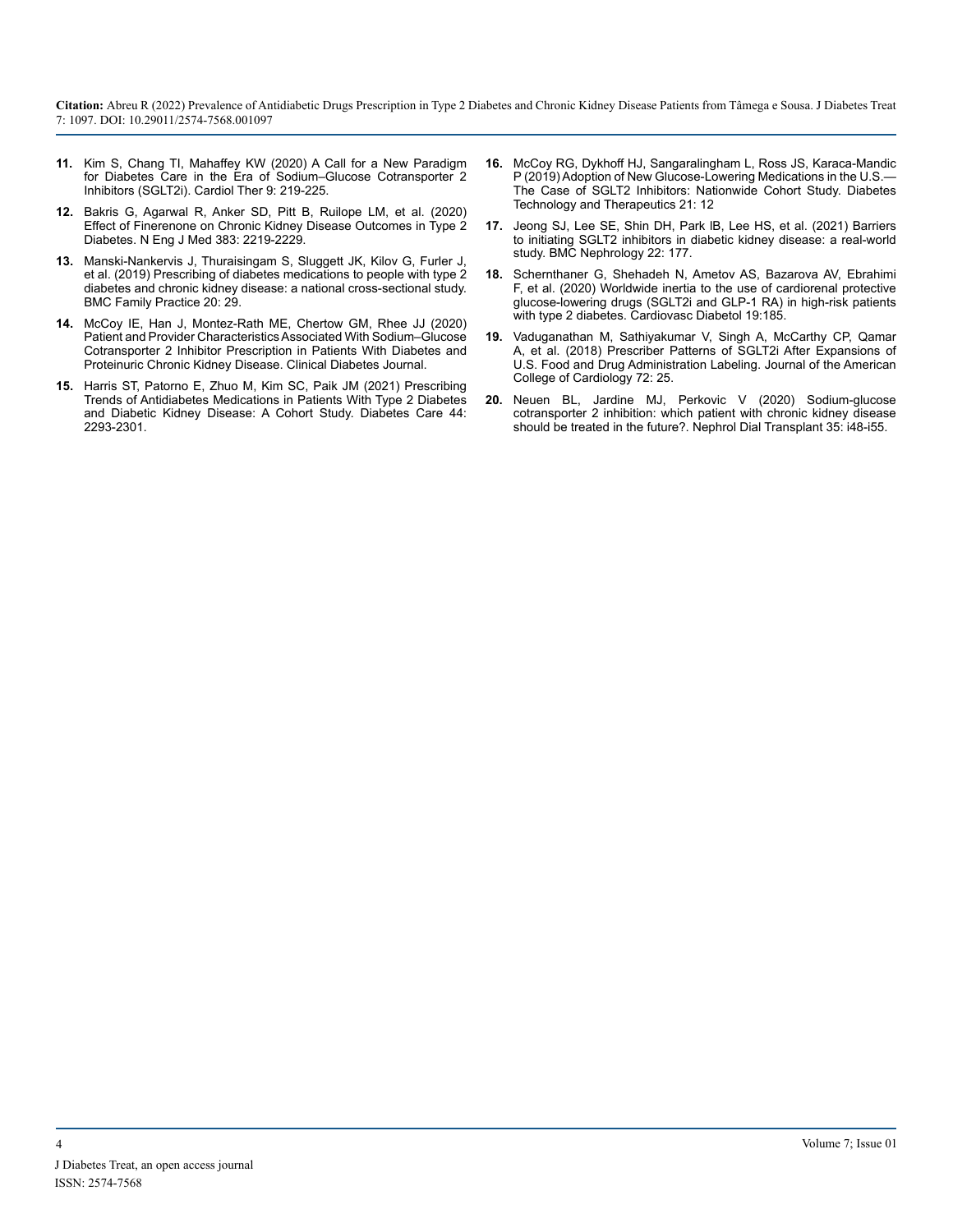11. Kim S, Chang TI, Mahaffey KW (2020) A Call for a New Paradigm for Diabetes Care in the Era of Sodium–Glucose Cotransporter 2 Inhibitors (SGLT2i). Cardiol Ther 9: 219-225.

12. Bakris G, Agarwal R, Anker SD, Pitt B, Ruilope LM, et al. (2020) Effect of Finerenone on Chronic Kidney Disease Outcomes in Type 2 Diabetes. N Eng J Med 383: 2219-2229.

13. Manski-Nankervis J, Thuraisingam S, Sluggett JK, Kilov G, Furler J, et al. (2019) Prescribing of diabetes medications to people with type 2 diabetes and chronic kidney disease: a national cross-sectional study. BMC Family Practice 20: 29.

14. McCoy IE, Han J, Montez-Rath ME, Chertow GM, Rhee JJ (2020) Patient and Provider Characteristics Associated With Sodium–Glucose Cotransporter 2 Inhibitor Prescription in Patients With Diabetes and Proteinuric Chronic Kidney Disease. Clinical Diabetes Journal.

15. Harris ST, Patorno E, Zhuo M, Kim SC, Paik JM (2021) Prescribing Trends of Antidiabetes Medications in Patients With Type 2 Diabetes and Diabetic Kidney Disease: A Cohort Study. Diabetes Care 44: 2293-2301.

16. McCoy RG, Dykhoff HJ, Sangaralingham L, Ross JS, Karaca-Mandic P (2019) Adoption of New Glucose-Lowering Medications in the U.S.—The Case of SGLT2 Inhibitors: Nationwide Cohort Study. Diabetes Technology and Therapeutics 21: 12

17. Jeong SJ, Lee SE, Shin DH, Park IB, Lee HS, et al. (2021) Barriers to initiating SGLT2 inhibitors in diabetic kidney disease: a real-world study. BMC Nephrology 22: 177.

18. Schernthaner G, Shehadeh N, Ametov AS, Bazarova AV, Ebrahimi F, et al. (2020) Worldwide inertia to the use of cardiorenal protective glucose-lowering drugs (SGLT2i and GLP-1 RA) in high-risk patients with type 2 diabetes. Cardiovasc Diabetol 19:185.

19. Vaduganathan M, Sathiyakumar V, Singh A, McCarthy CP, Qamar A, et al. (2018) Prescriber Patterns of SGLT2i After Expansions of U.S. Food and Drug Administration Labeling. Journal of the American College of Cardiology 72: 25.

20. Neuen BL, Jardine MJ, Perkovic V (2020) Sodium-glucose cotransporter 2 inhibition: which patient with chronic kidney disease should be treated in the future?. Nephrol Dial Transplant 35: i48-i55.